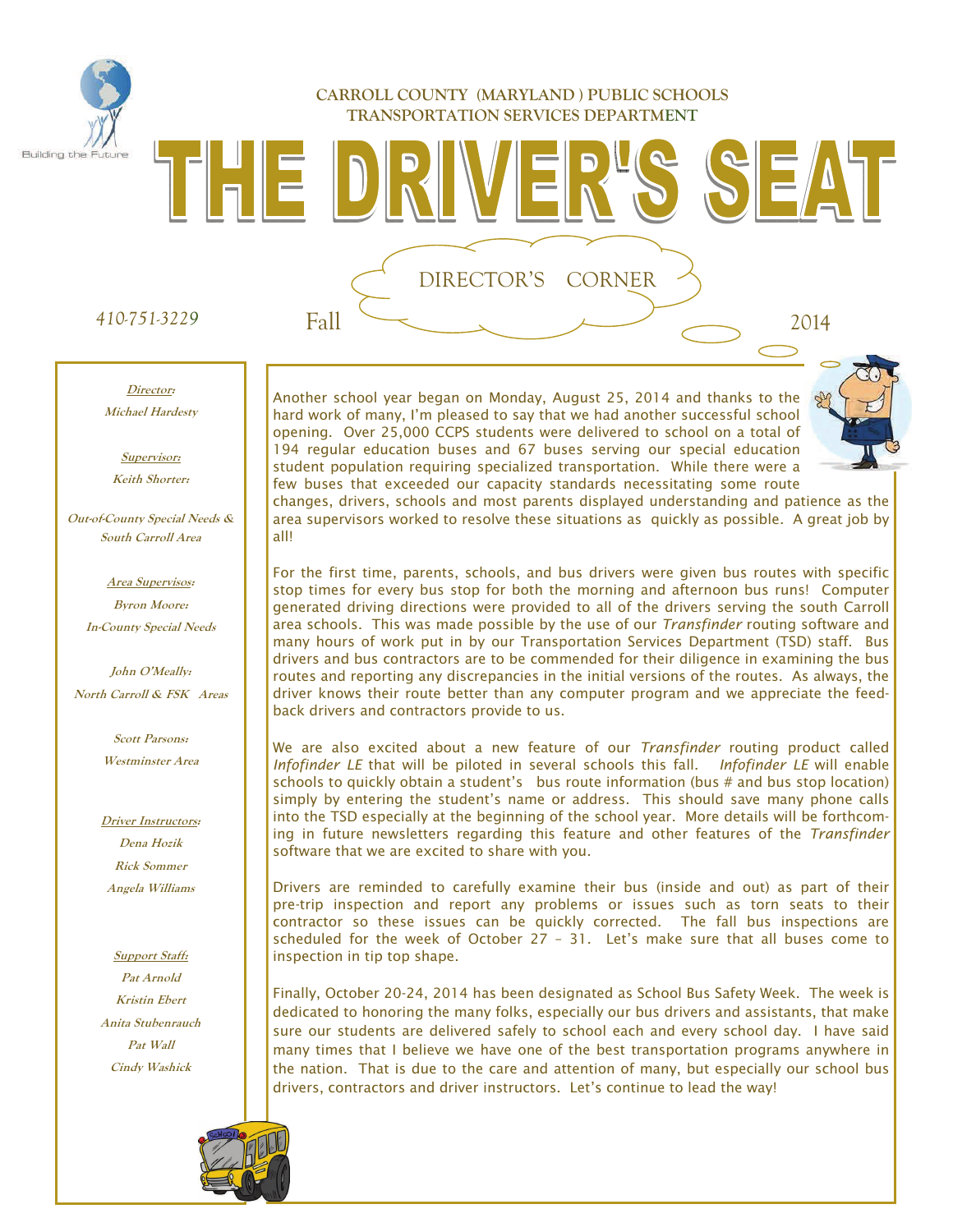CARROLL COUNTY (MARYLAND ) PUBLIC SCHOOLS
TRANSPORTATION SERVICES DEPARTMENT

# THE DRIVER'S SEAT

410-751-3229

Fall 2014

## DIRECTOR'S CORNER

*__Director:__*
*Michael Hardesty*

*__Supervisor:__*
*Keith Shorter:*
*Out-of-County Special Needs & South Carroll Area*

*__Area Supervisos:__*
*Byron Moore:*
*In-County Special Needs*

*John O'Meally:*
*North Carroll & FSK Areas*

*Scott Parsons:*
*Westminster Area*

*__Driver Instructors:__*
*Dena Hozik*
*Rick Sommer*
*Angela Williams*

*__Support Staff:__*
*Pat Arnold*
*Kristin Ebert*
*Anita Stubenrauch*
*Pat Wall*
*Cindy Washick*

Another school year began on Monday, August 25, 2014 and thanks to the hard work of many, I'm pleased to say that we had another successful school opening. Over 25,000 CCPS students were delivered to school on a total of 194 regular education buses and 67 buses serving our special education student population requiring specialized transportation. While there were a few buses that exceeded our capacity standards necessitating some route changes, drivers, schools and most parents displayed understanding and patience as the area supervisors worked to resolve these situations as quickly as possible. A great job by all!

For the first time, parents, schools, and bus drivers were given bus routes with specific stop times for every bus stop for both the morning and afternoon bus runs! Computer generated driving directions were provided to all of the drivers serving the south Carroll area schools. This was made possible by the use of our *Transfinder* routing software and many hours of work put in by our Transportation Services Department (TSD) staff. Bus drivers and bus contractors are to be commended for their diligence in examining the bus routes and reporting any discrepancies in the initial versions of the routes. As always, the driver knows their route better than any computer program and we appreciate the feedback drivers and contractors provide to us.

We are also excited about a new feature of our *Transfinder* routing product called *Infofinder LE* that will be piloted in several schools this fall. *Infofinder LE* will enable schools to quickly obtain a student's bus route information (bus # and bus stop location) simply by entering the student's name or address. This should save many phone calls into the TSD especially at the beginning of the school year. More details will be forthcoming in future newsletters regarding this feature and other features of the *Transfinder* software that we are excited to share with you.

Drivers are reminded to carefully examine their bus (inside and out) as part of their pre-trip inspection and report any problems or issues such as torn seats to their contractor so these issues can be quickly corrected. The fall bus inspections are scheduled for the week of October 27 – 31. Let's make sure that all buses come to inspection in tip top shape.

Finally, October 20-24, 2014 has been designated as School Bus Safety Week. The week is dedicated to honoring the many folks, especially our bus drivers and assistants, that make sure our students are delivered safely to school each and every school day. I have said many times that I believe we have one of the best transportation programs anywhere in the nation. That is due to the care and attention of many, but especially our school bus drivers, contractors and driver instructors. Let's continue to lead the way!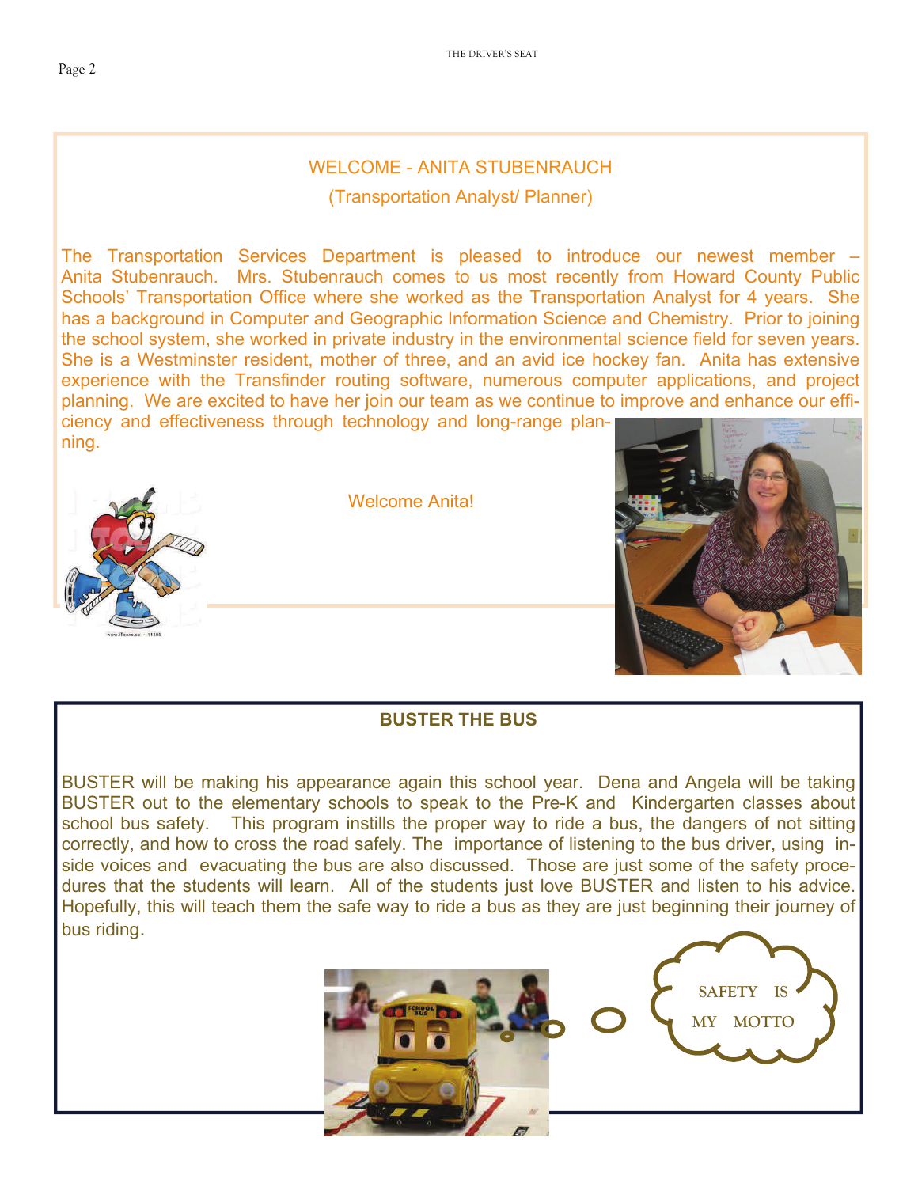## WELCOME - ANITA STUBENRAUCH

### (Transportation Analyst/ Planner)

The Transportation Services Department is pleased to introduce our newest member – Anita Stubenrauch. Mrs. Stubenrauch comes to us most recently from Howard County Public Schools' Transportation Office where she worked as the Transportation Analyst for 4 years. She has a background in Computer and Geographic Information Science and Chemistry. Prior to joining the school system, she worked in private industry in the environmental science field for seven years. She is a Westminster resident, mother of three, and an avid ice hockey fan. Anita has extensive experience with the Transfinder routing software, numerous computer applications, and project planning. We are excited to have her join our team as we continue to improve and enhance our efficiency and effectiveness through technology and long-range planning.

Welcome Anita!

## BUSTER THE BUS

BUSTER will be making his appearance again this school year. Dena and Angela will be taking BUSTER out to the elementary schools to speak to the Pre-K and Kindergarten classes about school bus safety. This program instills the proper way to ride a bus, the dangers of not sitting correctly, and how to cross the road safely. The importance of listening to the bus driver, using inside voices and evacuating the bus are also discussed. Those are just some of the safety procedures that the students will learn. All of the students just love BUSTER and listen to his advice. Hopefully, this will teach them the safe way to ride a bus as they are just beginning their journey of bus riding.

SAFETY IS MY MOTTO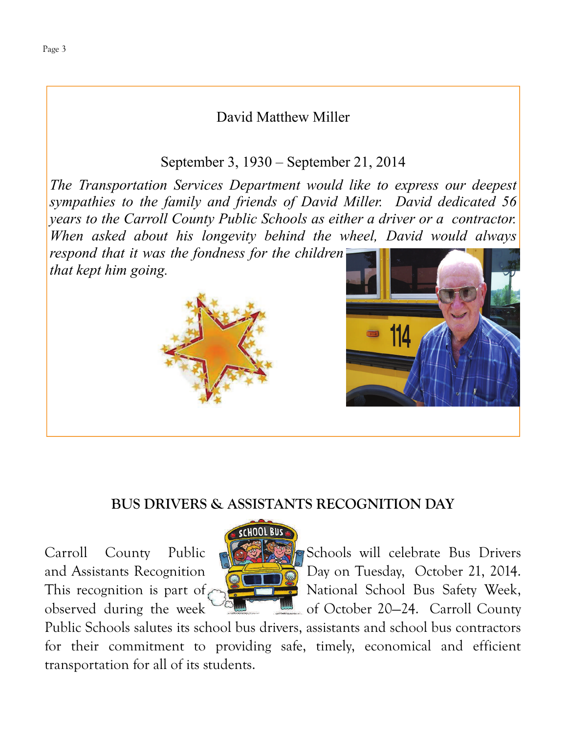## David Matthew Miller

September 3, 1930 – September 21, 2014

*The Transportation Services Department would like to express our deepest sympathies to the family and friends of David Miller. David dedicated 56 years to the Carroll County Public Schools as either a driver or a contractor. When asked about his longevity behind the wheel, David would always respond that it was the fondness for the children that kept him going.*

## BUS DRIVERS & ASSISTANTS RECOGNITION DAY

Carroll County Public Schools will celebrate Bus Drivers and Assistants Recognition Day on Tuesday, October 21, 2014. This recognition is part of National School Bus Safety Week, observed during the week of October 20–24. Carroll County Public Schools salutes its school bus drivers, assistants and school bus contractors for their commitment to providing safe, timely, economical and efficient transportation for all of its students.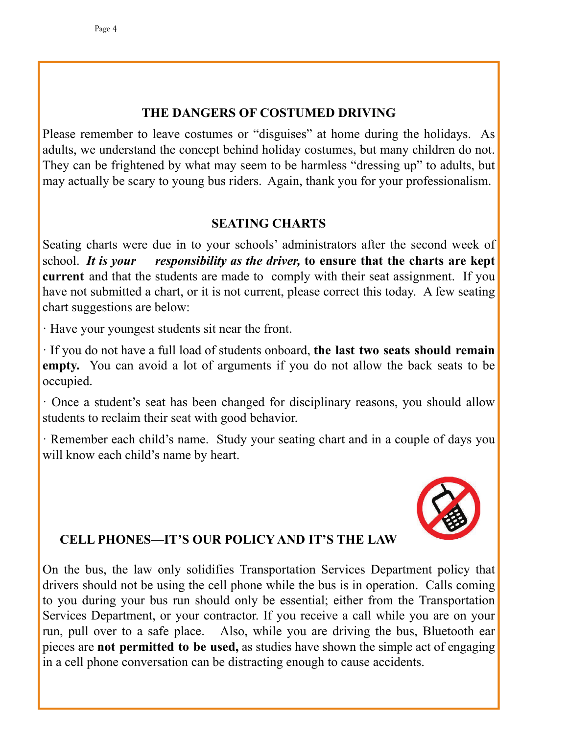## THE DANGERS OF COSTUMED DRIVING

Please remember to leave costumes or "disguises" at home during the holidays. As adults, we understand the concept behind holiday costumes, but many children do not. They can be frightened by what may seem to be harmless "dressing up" to adults, but may actually be scary to young bus riders. Again, thank you for your professionalism.

## SEATING CHARTS

Seating charts were due in to your schools' administrators after the second week of school. ***It is your responsibility as the driver,*** **to ensure that the charts are kept current** and that the students are made to comply with their seat assignment. If you have not submitted a chart, or it is not current, please correct this today. A few seating chart suggestions are below:

· Have your youngest students sit near the front.

· If you do not have a full load of students onboard, **the last two seats should remain empty.** You can avoid a lot of arguments if you do not allow the back seats to be occupied.

· Once a student's seat has been changed for disciplinary reasons, you should allow students to reclaim their seat with good behavior.

· Remember each child's name. Study your seating chart and in a couple of days you will know each child's name by heart.

## CELL PHONES—IT'S OUR POLICY AND IT'S THE LAW

On the bus, the law only solidifies Transportation Services Department policy that drivers should not be using the cell phone while the bus is in operation. Calls coming to you during your bus run should only be essential; either from the Transportation Services Department, or your contractor. If you receive a call while you are on your run, pull over to a safe place. Also, while you are driving the bus, Bluetooth ear pieces are **not permitted to be used,** as studies have shown the simple act of engaging in a cell phone conversation can be distracting enough to cause accidents.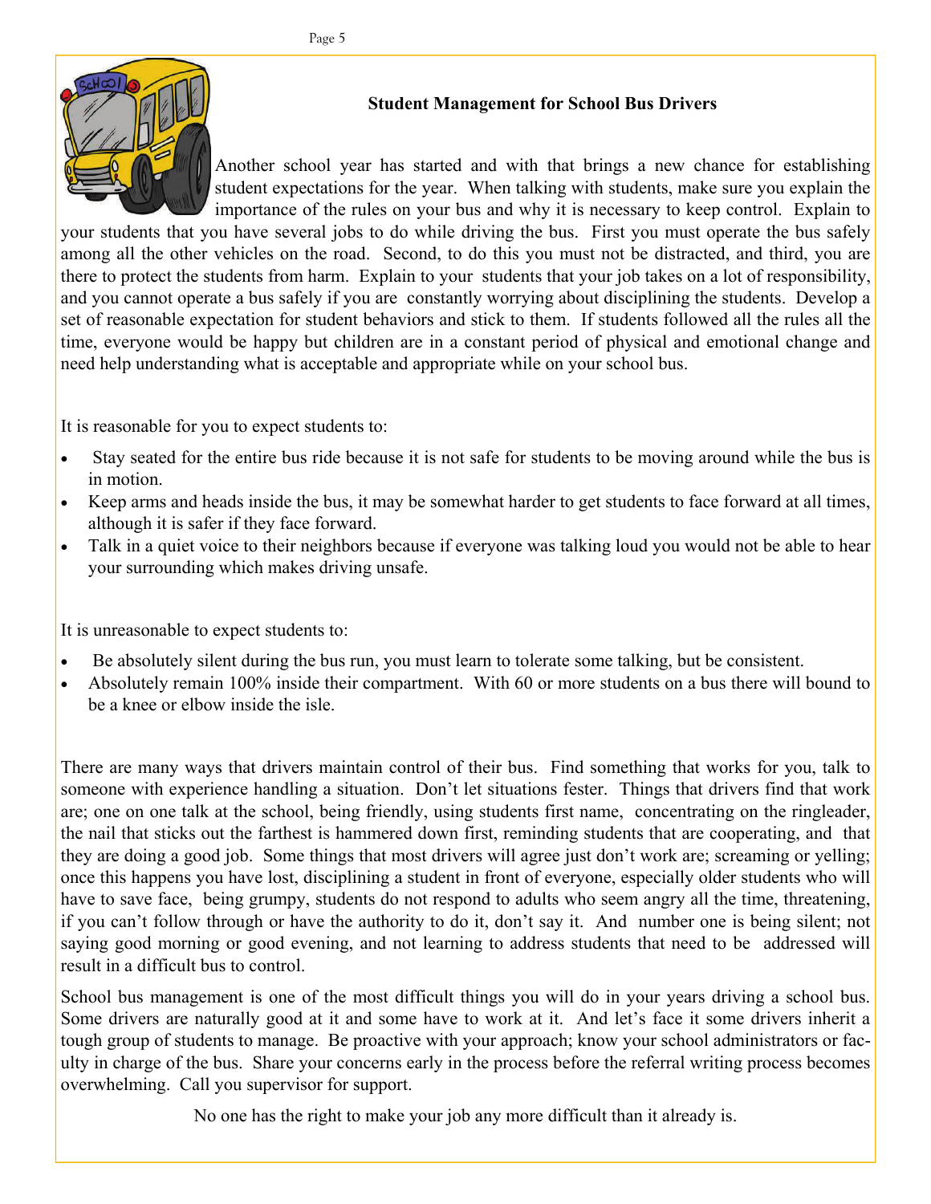## Student Management for School Bus Drivers

Another school year has started and with that brings a new chance for establishing student expectations for the year. When talking with students, make sure you explain the importance of the rules on your bus and why it is necessary to keep control. Explain to your students that you have several jobs to do while driving the bus. First you must operate the bus safely among all the other vehicles on the road. Second, to do this you must not be distracted, and third, you are there to protect the students from harm. Explain to your students that your job takes on a lot of responsibility, and you cannot operate a bus safely if you are constantly worrying about disciplining the students. Develop a set of reasonable expectation for student behaviors and stick to them. If students followed all the rules all the time, everyone would be happy but children are in a constant period of physical and emotional change and need help understanding what is acceptable and appropriate while on your school bus.

It is reasonable for you to expect students to:

- Stay seated for the entire bus ride because it is not safe for students to be moving around while the bus is in motion.
- Keep arms and heads inside the bus, it may be somewhat harder to get students to face forward at all times, although it is safer if they face forward.
- Talk in a quiet voice to their neighbors because if everyone was talking loud you would not be able to hear your surrounding which makes driving unsafe.

It is unreasonable to expect students to:

- Be absolutely silent during the bus run, you must learn to tolerate some talking, but be consistent.
- Absolutely remain 100% inside their compartment. With 60 or more students on a bus there will bound to be a knee or elbow inside the isle.

There are many ways that drivers maintain control of their bus. Find something that works for you, talk to someone with experience handling a situation. Don't let situations fester. Things that drivers find that work are; one on one talk at the school, being friendly, using students first name, concentrating on the ringleader, the nail that sticks out the farthest is hammered down first, reminding students that are cooperating, and that they are doing a good job. Some things that most drivers will agree just don't work are; screaming or yelling; once this happens you have lost, disciplining a student in front of everyone, especially older students who will have to save face, being grumpy, students do not respond to adults who seem angry all the time, threatening, if you can't follow through or have the authority to do it, don't say it. And number one is being silent; not saying good morning or good evening, and not learning to address students that need to be addressed will result in a difficult bus to control.

School bus management is one of the most difficult things you will do in your years driving a school bus. Some drivers are naturally good at it and some have to work at it. And let's face it some drivers inherit a tough group of students to manage. Be proactive with your approach; know your school administrators or faculty in charge of the bus. Share your concerns early in the process before the referral writing process becomes overwhelming. Call you supervisor for support.

No one has the right to make your job any more difficult than it already is.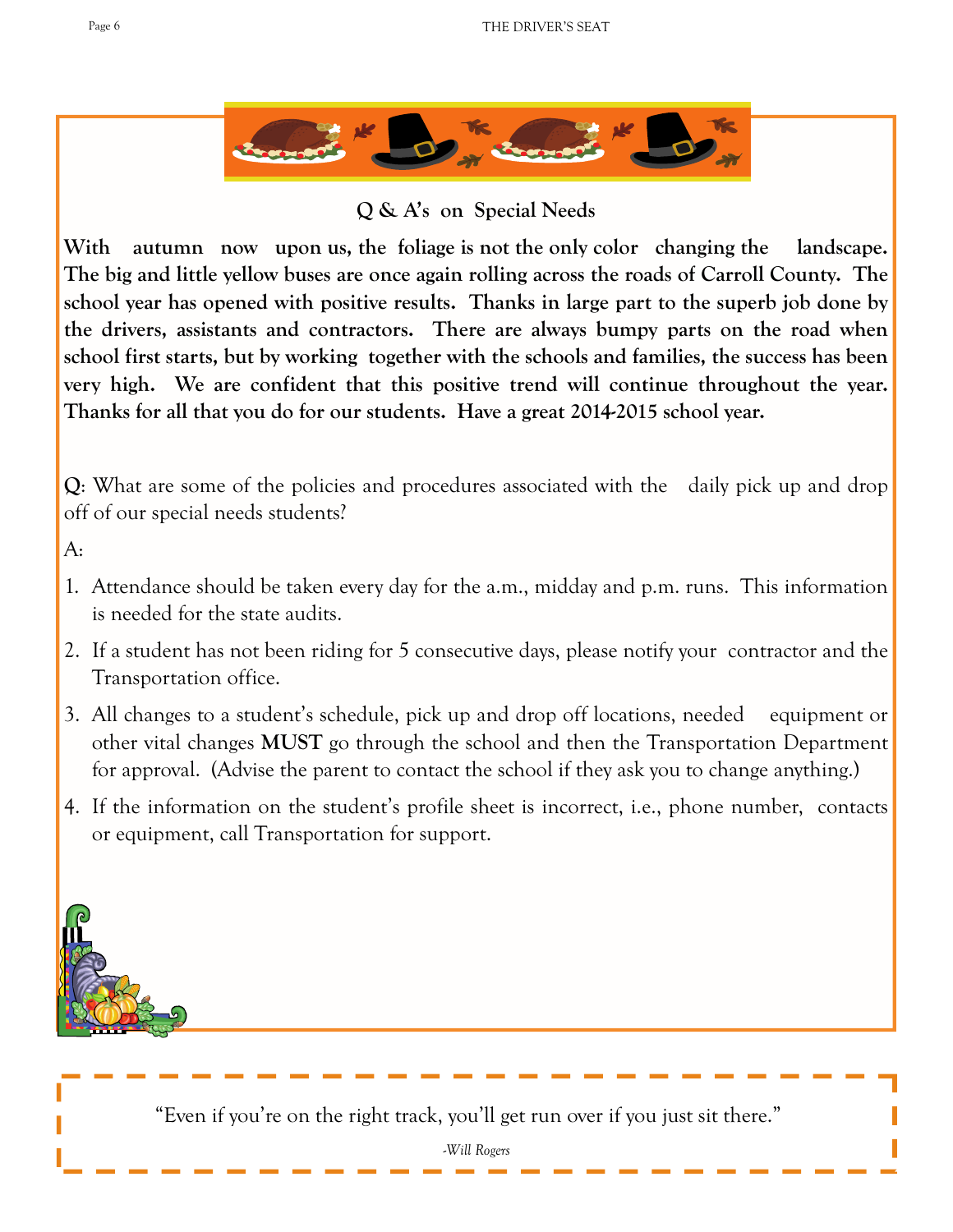## Q & A's on Special Needs

**With autumn now upon us, the foliage is not the only color changing the landscape. The big and little yellow buses are once again rolling across the roads of Carroll County. The school year has opened with positive results. Thanks in large part to the superb job done by the drivers, assistants and contractors. There are always bumpy parts on the road when school first starts, but by working together with the schools and families, the success has been very high. We are confident that this positive trend will continue throughout the year. Thanks for all that you do for our students. Have a great 2014-2015 school year.**

**Q**: What are some of the policies and procedures associated with the daily pick up and drop off of our special needs students?

A:

1. Attendance should be taken every day for the a.m., midday and p.m. runs. This information is needed for the state audits.
2. If a student has not been riding for 5 consecutive days, please notify your contractor and the Transportation office.
3. All changes to a student's schedule, pick up and drop off locations, needed equipment or other vital changes **MUST** go through the school and then the Transportation Department for approval. (Advise the parent to contact the school if they ask you to change anything.)
4. If the information on the student's profile sheet is incorrect, i.e., phone number, contacts or equipment, call Transportation for support.

"Even if you're on the right track, you'll get run over if you just sit there."

*-Will Rogers*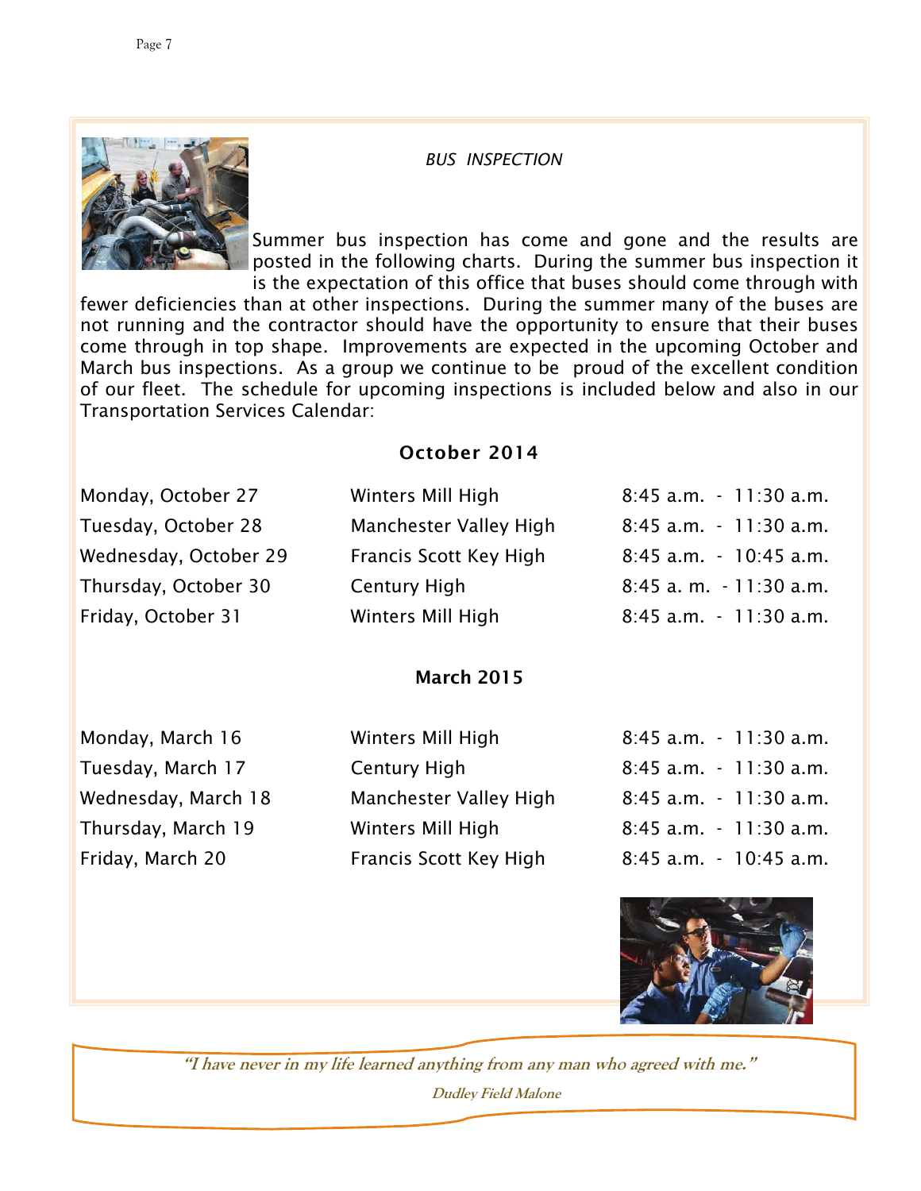## *BUS INSPECTION*

Summer bus inspection has come and gone and the results are posted in the following charts. During the summer bus inspection it is the expectation of this office that buses should come through with fewer deficiencies than at other inspections. During the summer many of the buses are not running and the contractor should have the opportunity to ensure that their buses come through in top shape. Improvements are expected in the upcoming October and March bus inspections. As a group we continue to be proud of the excellent condition of our fleet. The schedule for upcoming inspections is included below and also in our Transportation Services Calendar:

### October 2014

| | | |
|---|---|---|
| Monday, October 27 | Winters Mill High | 8:45 a.m. - 11:30 a.m. |
| Tuesday, October 28 | Manchester Valley High | 8:45 a.m. - 11:30 a.m. |
| Wednesday, October 29 | Francis Scott Key High | 8:45 a.m. - 10:45 a.m. |
| Thursday, October 30 | Century High | 8:45 a. m. - 11:30 a.m. |
| Friday, October 31 | Winters Mill High | 8:45 a.m. - 11:30 a.m. |

### March 2015

| | | |
|---|---|---|
| Monday, March 16 | Winters Mill High | 8:45 a.m. - 11:30 a.m. |
| Tuesday, March 17 | Century High | 8:45 a.m. - 11:30 a.m. |
| Wednesday, March 18 | Manchester Valley High | 8:45 a.m. - 11:30 a.m. |
| Thursday, March 19 | Winters Mill High | 8:45 a.m. - 11:30 a.m. |
| Friday, March 20 | Francis Scott Key High | 8:45 a.m. - 10:45 a.m. |

***"I have never in my life learned anything from any man who agreed with me."***

***Dudley Field Malone***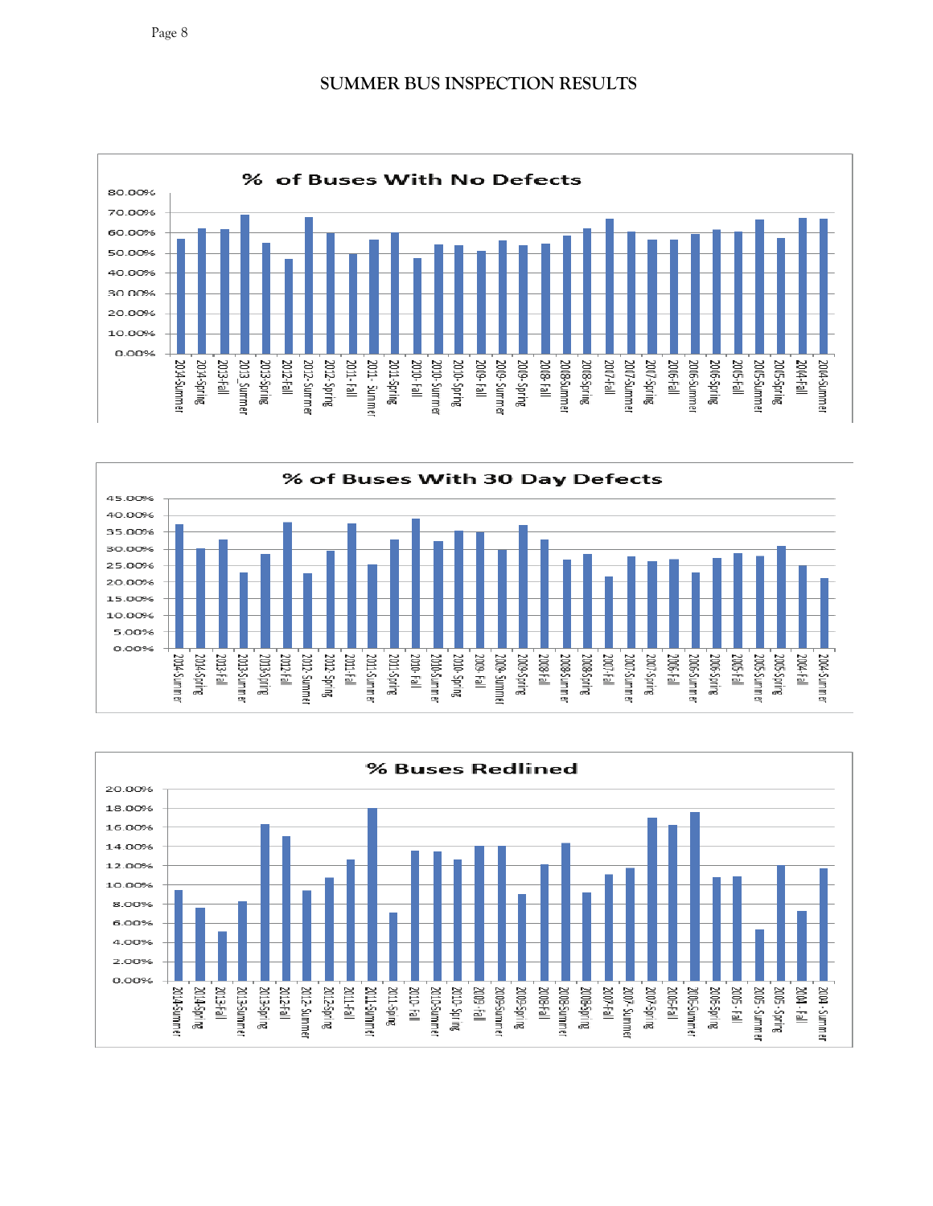# SUMMER BUS INSPECTION RESULTS

**% of Buses With No Defects**

**% of Buses With 30 Day Defects**

**% Buses Redlined**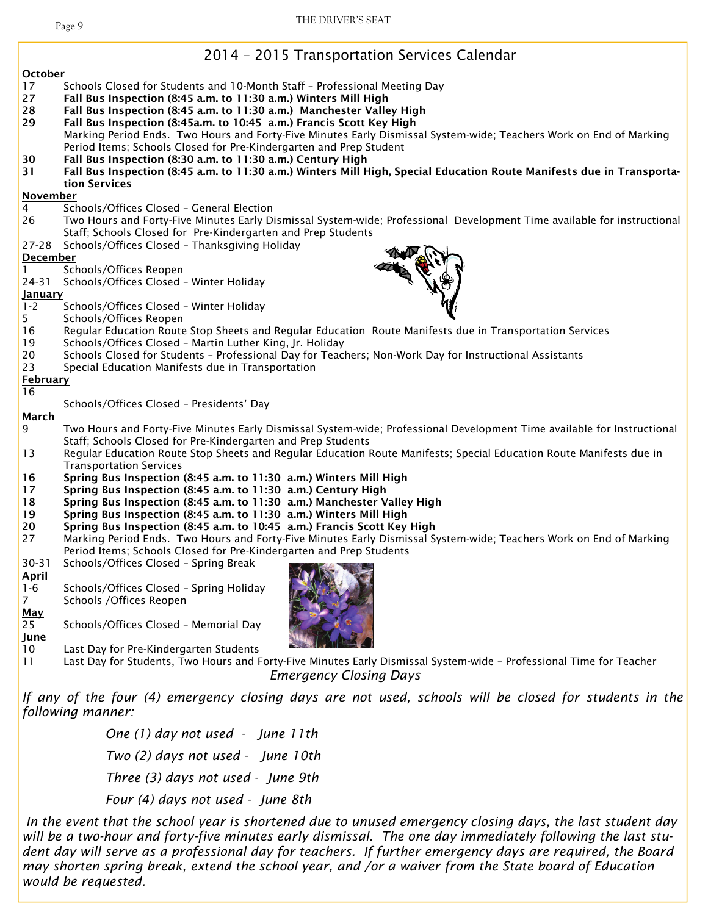# 2014 – 2015 Transportation Services Calendar

**October**

17 Schools Closed for Students and 10-Month Staff – Professional Meeting Day

**27 Fall Bus Inspection (8:45 a.m. to 11:30 a.m.) Winters Mill High**

**28 Fall Bus Inspection (8:45 a.m. to 11:30 a.m.) Manchester Valley High**

**29 Fall Bus Inspection (8:45a.m. to 10:45 a.m.) Francis Scott Key High**

Marking Period Ends. Two Hours and Forty-Five Minutes Early Dismissal System-wide; Teachers Work on End of Marking Period Items; Schools Closed for Pre-Kindergarten and Prep Student

**30 Fall Bus Inspection (8:30 a.m. to 11:30 a.m.) Century High**

**31 Fall Bus Inspection (8:45 a.m. to 11:30 a.m.) Winters Mill High, Special Education Route Manifests due in Transportation Services**

**November**

4 Schools/Offices Closed – General Election

26 Two Hours and Forty-Five Minutes Early Dismissal System-wide; Professional Development Time available for instructional Staff; Schools Closed for Pre-Kindergarten and Prep Students

27-28 Schools/Offices Closed – Thanksgiving Holiday

**December**

1 Schools/Offices Reopen

24-31 Schools/Offices Closed – Winter Holiday

**January**

1-2 Schools/Offices Closed – Winter Holiday

5 Schools/Offices Reopen

16 Regular Education Route Stop Sheets and Regular Education Route Manifests due in Transportation Services

19 Schools/Offices Closed – Martin Luther King, Jr. Holiday

20 Schools Closed for Students – Professional Day for Teachers; Non-Work Day for Instructional Assistants

23 Special Education Manifests due in Transportation

**February**

16 Schools/Offices Closed – Presidents' Day

**March**

9 Two Hours and Forty-Five Minutes Early Dismissal System-wide; Professional Development Time available for Instructional Staff; Schools Closed for Pre-Kindergarten and Prep Students

13 Regular Education Route Stop Sheets and Regular Education Route Manifests; Special Education Route Manifests due in Transportation Services

**16 Spring Bus Inspection (8:45 a.m. to 11:30 a.m.) Winters Mill High**

**17 Spring Bus Inspection (8:45 a.m. to 11:30 a.m.) Century High**

**18 Spring Bus Inspection (8:45 a.m. to 11:30 a.m.) Manchester Valley High**

**19 Spring Bus Inspection (8:45 a.m. to 11:30 a.m.) Winters Mill High**

**20 Spring Bus Inspection (8:45 a.m. to 10:45 a.m.) Francis Scott Key High**

27 Marking Period Ends. Two Hours and Forty-Five Minutes Early Dismissal System-wide; Teachers Work on End of Marking Period Items; Schools Closed for Pre-Kindergarten and Prep Students

30-31 Schools/Offices Closed – Spring Break

**April**

1-6 Schools/Offices Closed – Spring Holiday

7 Schools /Offices Reopen

**May**

25 Schools/Offices Closed – Memorial Day

**June**

10 Last Day for Pre-Kindergarten Students

11 Last Day for Students, Two Hours and Forty-Five Minutes Early Dismissal System-wide – Professional Time for Teacher

*Emergency Closing Days*

*If any of the four (4) emergency closing days are not used, schools will be closed for students in the following manner:*

*One (1) day not used - June 11th*

*Two (2) days not used - June 10th*

*Three (3) days not used - June 9th*

*Four (4) days not used - June 8th*

*In the event that the school year is shortened due to unused emergency closing days, the last student day will be a two-hour and forty-five minutes early dismissal. The one day immediately following the last student day will serve as a professional day for teachers. If further emergency days are required, the Board may shorten spring break, extend the school year, and /or a waiver from the State board of Education would be requested.*